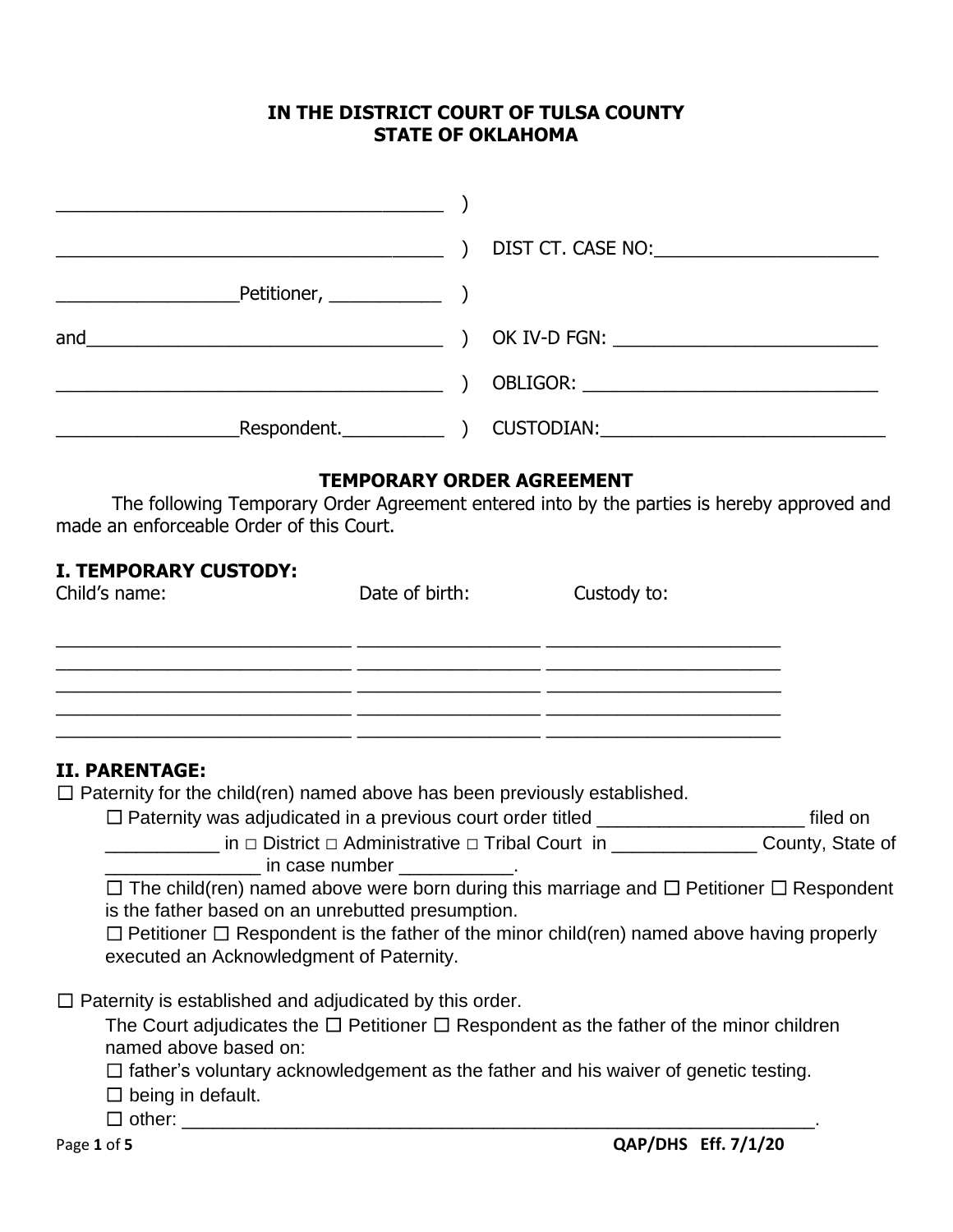**IN THE DISTRICT COURT OF TULSA COUNTY**
**STATE OF OKLAHOMA**

| | | |
|---|---|---|
| ______________________________________ | ) | |
| ______________________________________ | ) | DIST CT. CASE NO:______________________ |
| __________________Petitioner, ___________ | ) | |
| and___________________________________ | ) | OK IV-D FGN: __________________________ |
| ______________________________________ | ) | OBLIGOR: _____________________________ |
| __________________Respondent.__________ | ) | CUSTODIAN:____________________________ |

## TEMPORARY ORDER AGREEMENT

The following Temporary Order Agreement entered into by the parties is hereby approved and made an enforceable Order of this Court.

### I. TEMPORARY CUSTODY:

| Child's name: | Date of birth: | Custody to: |
|---|---|---|
| _____________________________ | __________________ | _______________________ |
| _____________________________ | __________________ | _______________________ |
| _____________________________ | __________________ | _______________________ |
| _____________________________ | __________________ | _______________________ |
| _____________________________ | __________________ | _______________________ |

### II. PARENTAGE:

☐ Paternity for the child(ren) named above has been previously established.

- ☐ Paternity was adjudicated in a previous court order titled ____________________ filed on ___________ in □ District □ Administrative □ Tribal Court in ______________ County, State of _______________ in case number ___________.
- ☐ The child(ren) named above were born during this marriage and ☐ Petitioner ☐ Respondent is the father based on an unrebutted presumption.
- ☐ Petitioner ☐ Respondent is the father of the minor child(ren) named above having properly executed an Acknowledgment of Paternity.

☐ Paternity is established and adjudicated by this order.

The Court adjudicates the ☐ Petitioner ☐ Respondent as the father of the minor children named above based on:

- ☐ father's voluntary acknowledgement as the father and his waiver of genetic testing.
- ☐ being in default.
- ☐ other: _______________________________________________________________.

QAP/DHS Eff. 7/1/20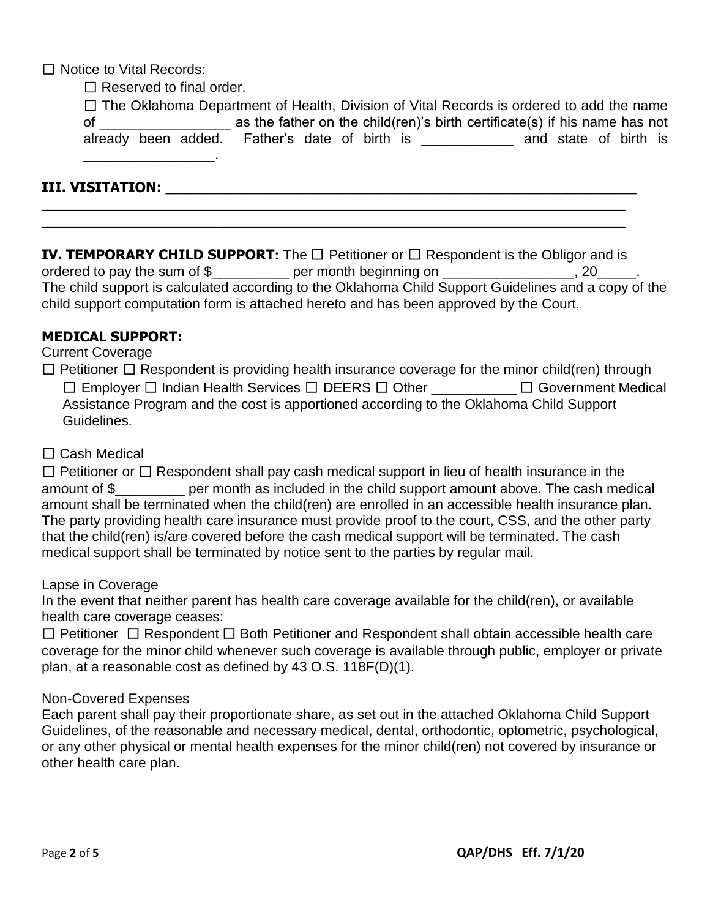☐ Notice to Vital Records:

☐ Reserved to final order.

☐ The Oklahoma Department of Health, Division of Vital Records is ordered to add the name of _________________ as the father on the child(ren)'s birth certificate(s) if his name has not already been added. Father's date of birth is ____________ and state of birth is _________________.

**III. VISITATION:** ______________________________________________________________
_____________________________________________________________________________
_____________________________________________________________________________

**IV. TEMPORARY CHILD SUPPORT:** The ☐ Petitioner or ☐ Respondent is the Obligor and is ordered to pay the sum of $__________ per month beginning on _________________, 20_____. The child support is calculated according to the Oklahoma Child Support Guidelines and a copy of the child support computation form is attached hereto and has been approved by the Court.

**MEDICAL SUPPORT:**

Current Coverage

☐ Petitioner ☐ Respondent is providing health insurance coverage for the minor child(ren) through ☐ Employer ☐ Indian Health Services ☐ DEERS ☐ Other ___________ ☐ Government Medical Assistance Program and the cost is apportioned according to the Oklahoma Child Support Guidelines.

☐ Cash Medical

☐ Petitioner or ☐ Respondent shall pay cash medical support in lieu of health insurance in the amount of $_________ per month as included in the child support amount above. The cash medical amount shall be terminated when the child(ren) are enrolled in an accessible health insurance plan. The party providing health care insurance must provide proof to the court, CSS, and the other party that the child(ren) is/are covered before the cash medical support will be terminated. The cash medical support shall be terminated by notice sent to the parties by regular mail.

Lapse in Coverage

In the event that neither parent has health care coverage available for the child(ren), or available health care coverage ceases:

☐ Petitioner ☐ Respondent ☐ Both Petitioner and Respondent shall obtain accessible health care coverage for the minor child whenever such coverage is available through public, employer or private plan, at a reasonable cost as defined by 43 O.S. 118F(D)(1).

Non-Covered Expenses

Each parent shall pay their proportionate share, as set out in the attached Oklahoma Child Support Guidelines, of the reasonable and necessary medical, dental, orthodontic, optometric, psychological, or any other physical or mental health expenses for the minor child(ren) not covered by insurance or other health care plan.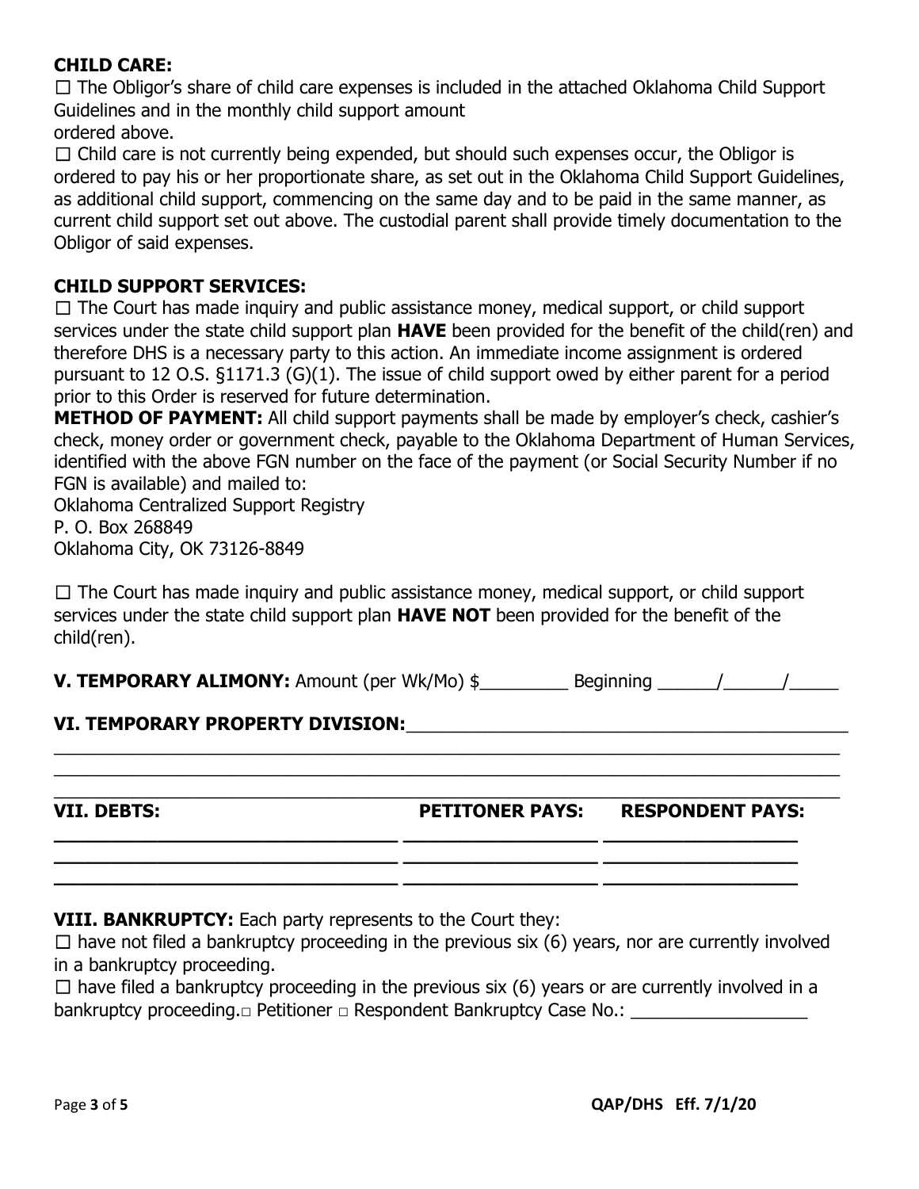**CHILD CARE:**

☐ The Obligor's share of child care expenses is included in the attached Oklahoma Child Support Guidelines and in the monthly child support amount ordered above.

☐ Child care is not currently being expended, but should such expenses occur, the Obligor is ordered to pay his or her proportionate share, as set out in the Oklahoma Child Support Guidelines, as additional child support, commencing on the same day and to be paid in the same manner, as current child support set out above. The custodial parent shall provide timely documentation to the Obligor of said expenses.

**CHILD SUPPORT SERVICES:**

☐ The Court has made inquiry and public assistance money, medical support, or child support services under the state child support plan **HAVE** been provided for the benefit of the child(ren) and therefore DHS is a necessary party to this action. An immediate income assignment is ordered pursuant to 12 O.S. §1171.3 (G)(1). The issue of child support owed by either parent for a period prior to this Order is reserved for future determination.

**METHOD OF PAYMENT:** All child support payments shall be made by employer's check, cashier's check, money order or government check, payable to the Oklahoma Department of Human Services, identified with the above FGN number on the face of the payment (or Social Security Number if no FGN is available) and mailed to:

Oklahoma Centralized Support Registry
P. O. Box 268849
Oklahoma City, OK 73126-8849

☐ The Court has made inquiry and public assistance money, medical support, or child support services under the state child support plan **HAVE NOT** been provided for the benefit of the child(ren).

**V. TEMPORARY ALIMONY:** Amount (per Wk/Mo) $_________ Beginning ______/______/_____

**VI. TEMPORARY PROPERTY DIVISION:**_____________________________________________

________________________________________________________________________________

________________________________________________________________________________

________________________________________________________________________________

| VII. DEBTS: | PETITONER PAYS: | RESPONDENT PAYS: |
|---|---|---|
| ________________________ | ______________ | ______________ |
| ________________________ | ______________ | ______________ |
| ________________________ | ______________ | ______________ |

**VIII. BANKRUPTCY:** Each party represents to the Court they:

☐ have not filed a bankruptcy proceeding in the previous six (6) years, nor are currently involved in a bankruptcy proceeding.

☐ have filed a bankruptcy proceeding in the previous six (6) years or are currently involved in a bankruptcy proceeding.□ Petitioner □ Respondent Bankruptcy Case No.: __________________

QAP/DHS Eff. 7/1/20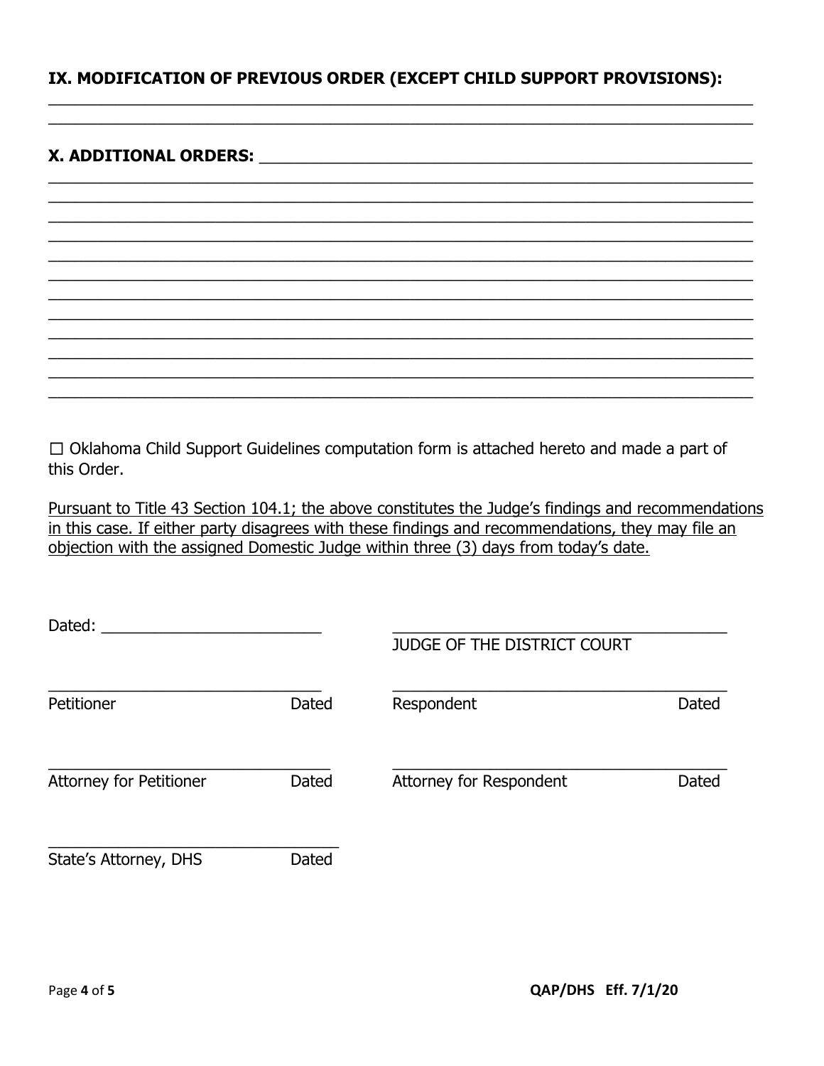**IX. MODIFICATION OF PREVIOUS ORDER (EXCEPT CHILD SUPPORT PROVISIONS):**

______________________________________________________________________________

______________________________________________________________________________

**X. ADDITIONAL ORDERS:** ____________________________________________________

______________________________________________________________________________

______________________________________________________________________________

______________________________________________________________________________

______________________________________________________________________________

______________________________________________________________________________

______________________________________________________________________________

______________________________________________________________________________

______________________________________________________________________________

______________________________________________________________________________

______________________________________________________________________________

______________________________________________________________________________

☐ Oklahoma Child Support Guidelines computation form is attached hereto and made a part of this Order.

<u>Pursuant to Title 43 Section 104.1; the above constitutes the Judge's findings and recommendations in this case. If either party disagrees with these findings and recommendations, they may file an objection with the assigned Domestic Judge within three (3) days from today's date.</u>

Dated: _________________________ &nbsp;&nbsp;&nbsp;&nbsp; ____________________________________
JUDGE OF THE DISTRICT COURT

______________________________ &nbsp;&nbsp;&nbsp;&nbsp; ____________________________________
Petitioner &nbsp;&nbsp;&nbsp; Dated &nbsp;&nbsp;&nbsp;&nbsp; Respondent &nbsp;&nbsp;&nbsp; Dated

______________________________ &nbsp;&nbsp;&nbsp;&nbsp; ____________________________________
Attorney for Petitioner &nbsp;&nbsp;&nbsp; Dated &nbsp;&nbsp;&nbsp;&nbsp; Attorney for Respondent &nbsp;&nbsp;&nbsp; Dated

______________________________
State's Attorney, DHS &nbsp;&nbsp;&nbsp; Dated

QAP/DHS Eff. 7/1/20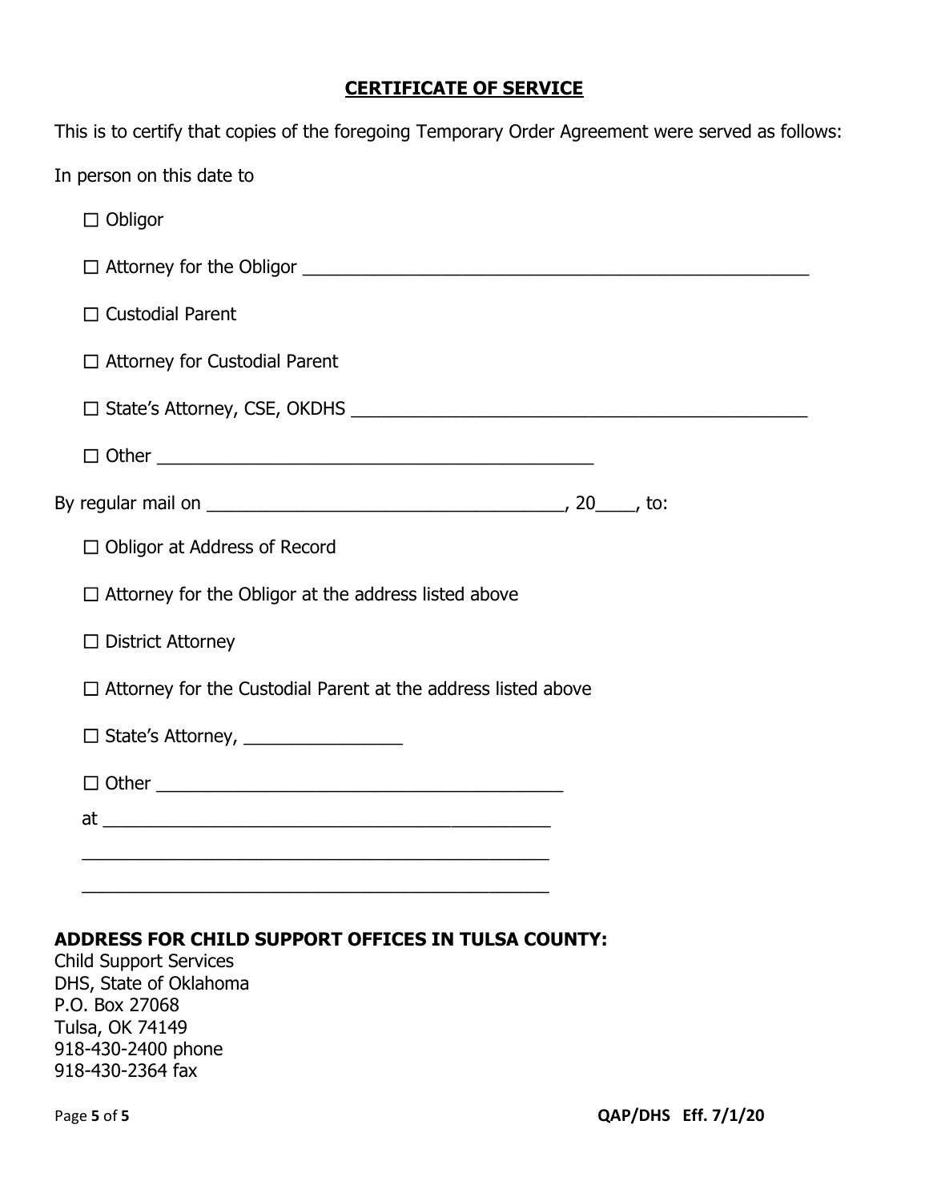## CERTIFICATE OF SERVICE

This is to certify that copies of the foregoing Temporary Order Agreement were served as follows:

In person on this date to

- ☐ Obligor
- ☐ Attorney for the Obligor ____________________________________________________
- ☐ Custodial Parent
- ☐ Attorney for Custodial Parent
- ☐ State's Attorney, CSE, OKDHS ______________________________________________
- ☐ Other ____________________________________________

By regular mail on ___________________________________, 20____, to:

- ☐ Obligor at Address of Record
- ☐ Attorney for the Obligor at the address listed above
- ☐ District Attorney
- ☐ Attorney for the Custodial Parent at the address listed above
- ☐ State's Attorney, ________________
- ☐ Other _________________________________________

at _____________________________________________

_______________________________________________

_______________________________________________

**ADDRESS FOR CHILD SUPPORT OFFICES IN TULSA COUNTY:**

Child Support Services
DHS, State of Oklahoma
P.O. Box 27068
Tulsa, OK 74149
918-430-2400 phone
918-430-2364 fax

**QAP/DHS Eff. 7/1/20**